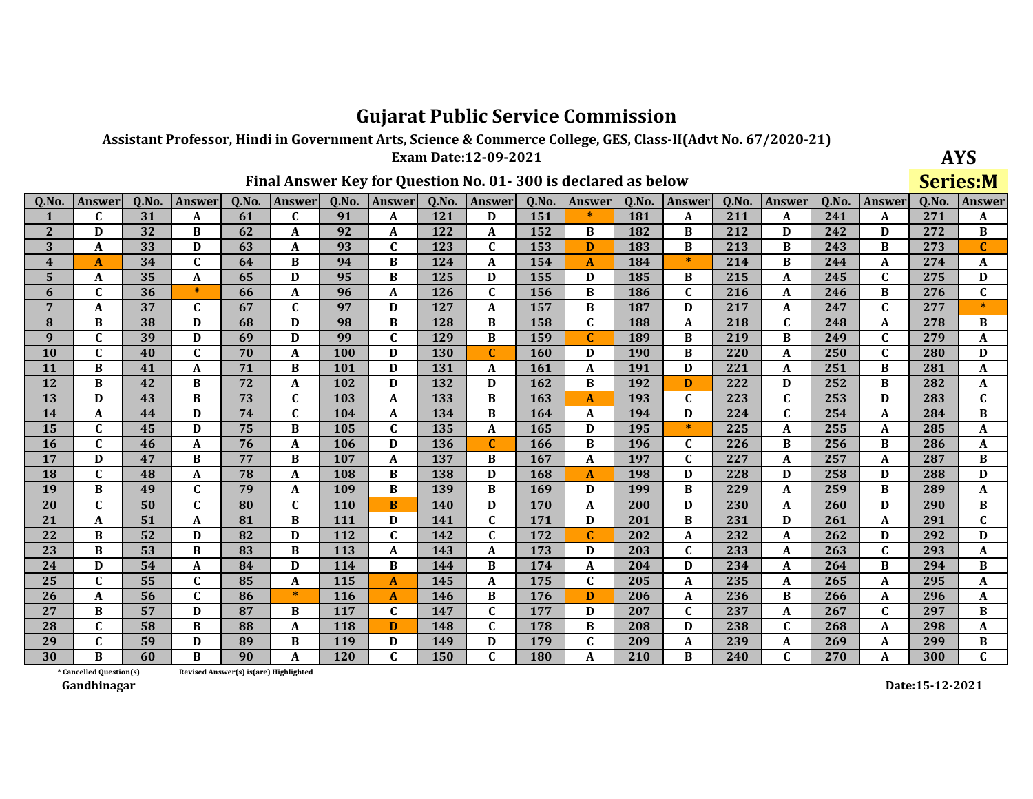# Gujarat Public Service Commission

**Assistant Professor, Hindi in Government Arts, Science & Commerce College, GES, Class-II(Advt No. 67/2020-21)**

**Exam Date:12-09-2021**

**AYS**

**Series:M**

## Final Answer Key for Question No. 01- 300 is declared as below

| Q.No. | Answer | Q.No. | Answer | Q.No. | Answer | Q.No. | Answer | Q.No. | Answer | Q.No. | Answer | Q.No. | Answer | Q.No. | Answer | Q.No. | Answer | Q.No. | Answer |
|---|---|---|---|---|---|---|---|---|---|---|---|---|---|---|---|---|---|---|---|
| 1 | C | 31 | A | 61 | C | 91 | A | 121 | D | 151 | * | 181 | A | 211 | A | 241 | A | 271 | A |
| 2 | D | 32 | B | 62 | A | 92 | A | 122 | A | 152 | B | 182 | B | 212 | D | 242 | D | 272 | B |
| 3 | A | 33 | D | 63 | A | 93 | C | 123 | C | 153 | D | 183 | B | 213 | B | 243 | B | 273 | C |
| 4 | A | 34 | C | 64 | B | 94 | B | 124 | A | 154 | A | 184 | * | 214 | B | 244 | A | 274 | A |
| 5 | A | 35 | A | 65 | D | 95 | B | 125 | D | 155 | D | 185 | B | 215 | A | 245 | C | 275 | D |
| 6 | C | 36 | * | 66 | A | 96 | A | 126 | C | 156 | B | 186 | C | 216 | A | 246 | B | 276 | C |
| 7 | A | 37 | C | 67 | C | 97 | D | 127 | A | 157 | B | 187 | D | 217 | A | 247 | C | 277 | * |
| 8 | B | 38 | D | 68 | D | 98 | B | 128 | B | 158 | C | 188 | A | 218 | C | 248 | A | 278 | B |
| 9 | C | 39 | D | 69 | D | 99 | C | 129 | B | 159 | C | 189 | B | 219 | B | 249 | C | 279 | A |
| 10 | C | 40 | C | 70 | A | 100 | D | 130 | C | 160 | D | 190 | B | 220 | A | 250 | C | 280 | D |
| 11 | B | 41 | A | 71 | B | 101 | D | 131 | A | 161 | A | 191 | D | 221 | A | 251 | B | 281 | A |
| 12 | B | 42 | B | 72 | A | 102 | D | 132 | D | 162 | B | 192 | D | 222 | D | 252 | B | 282 | A |
| 13 | D | 43 | B | 73 | C | 103 | A | 133 | B | 163 | A | 193 | C | 223 | C | 253 | D | 283 | C |
| 14 | A | 44 | D | 74 | C | 104 | A | 134 | B | 164 | A | 194 | D | 224 | C | 254 | A | 284 | B |
| 15 | C | 45 | D | 75 | B | 105 | C | 135 | A | 165 | D | 195 | * | 225 | A | 255 | A | 285 | A |
| 16 | C | 46 | A | 76 | A | 106 | D | 136 | C | 166 | B | 196 | C | 226 | B | 256 | B | 286 | A |
| 17 | D | 47 | B | 77 | B | 107 | A | 137 | B | 167 | A | 197 | C | 227 | A | 257 | A | 287 | B |
| 18 | C | 48 | A | 78 | A | 108 | B | 138 | D | 168 | A | 198 | D | 228 | D | 258 | D | 288 | D |
| 19 | B | 49 | C | 79 | A | 109 | B | 139 | B | 169 | D | 199 | B | 229 | A | 259 | B | 289 | A |
| 20 | C | 50 | C | 80 | C | 110 | B | 140 | D | 170 | A | 200 | D | 230 | A | 260 | D | 290 | B |
| 21 | A | 51 | A | 81 | B | 111 | D | 141 | C | 171 | D | 201 | B | 231 | D | 261 | A | 291 | C |
| 22 | B | 52 | D | 82 | D | 112 | C | 142 | C | 172 | C | 202 | A | 232 | A | 262 | D | 292 | D |
| 23 | B | 53 | B | 83 | B | 113 | A | 143 | A | 173 | D | 203 | C | 233 | A | 263 | C | 293 | A |
| 24 | D | 54 | A | 84 | D | 114 | B | 144 | B | 174 | A | 204 | D | 234 | A | 264 | B | 294 | B |
| 25 | C | 55 | C | 85 | A | 115 | A | 145 | A | 175 | C | 205 | A | 235 | A | 265 | A | 295 | A |
| 26 | A | 56 | C | 86 | * | 116 | A | 146 | B | 176 | D | 206 | A | 236 | B | 266 | A | 296 | A |
| 27 | B | 57 | D | 87 | B | 117 | C | 147 | C | 177 | D | 207 | C | 237 | A | 267 | C | 297 | B |
| 28 | C | 58 | B | 88 | A | 118 | D | 148 | C | 178 | B | 208 | D | 238 | C | 268 | A | 298 | A |
| 29 | C | 59 | D | 89 | B | 119 | D | 149 | D | 179 | C | 209 | A | 239 | A | 269 | A | 299 | B |
| 30 | B | 60 | B | 90 | A | 120 | C | 150 | C | 180 | A | 210 | B | 240 | C | 270 | A | 300 | C |

\* Cancelled Question(s)

Revised Answer(s) is(are) Highlighted

Gandhinagar

Date:15-12-2021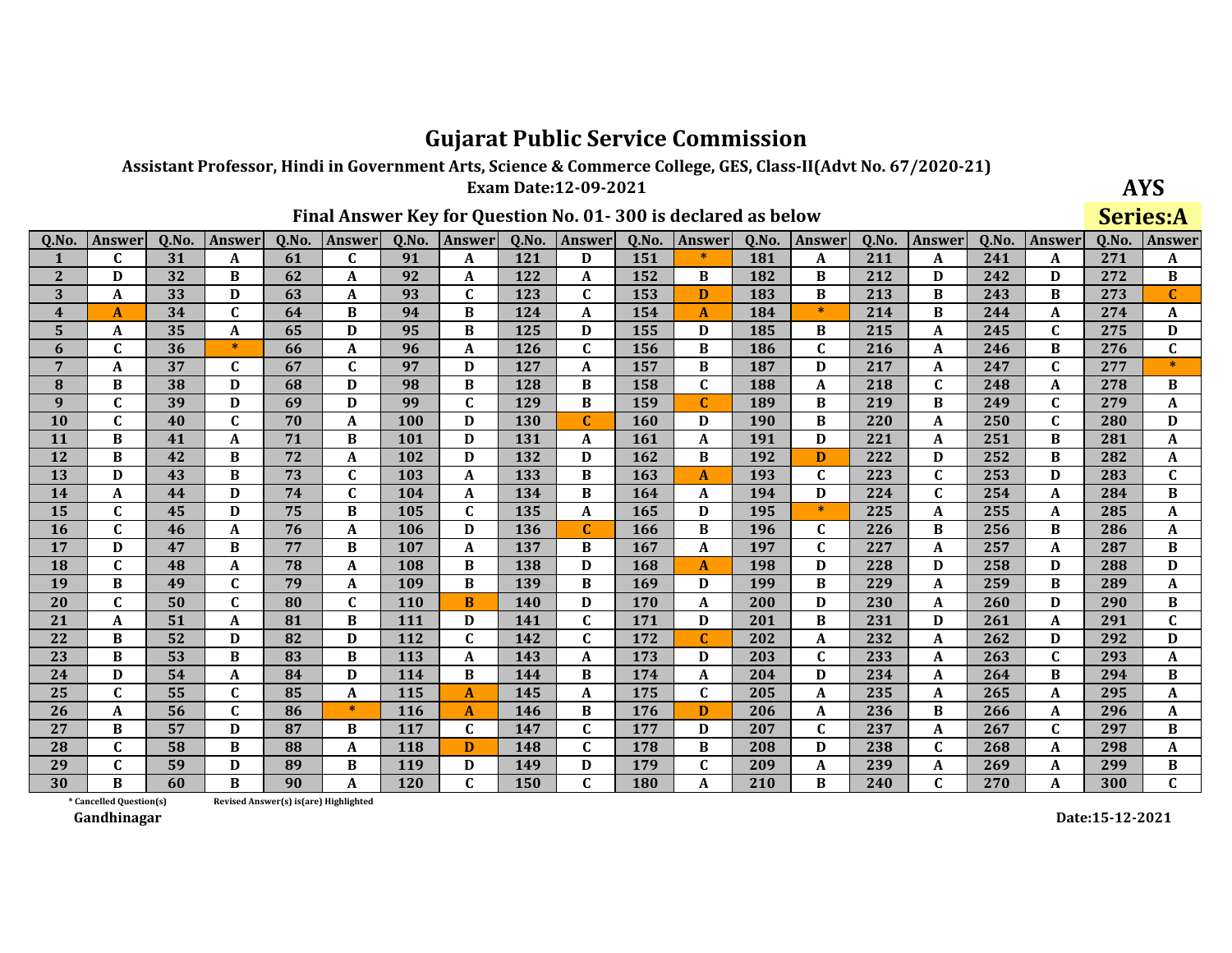# Gujarat Public Service Commission

**Assistant Professor, Hindi in Government Arts, Science & Commerce College, GES, Class-II(Advt No. 67/2020-21)**

**Exam Date:12-09-2021**

**AYS**

**Series:A**

## Final Answer Key for Question No. 01- 300 is declared as below

| Q.No. | Answer | Q.No. | Answer | Q.No. | Answer | Q.No. | Answer | Q.No. | Answer | Q.No. | Answer | Q.No. | Answer | Q.No. | Answer | Q.No. | Answer | Q.No. | Answer |
|---|---|---|---|---|---|---|---|---|---|---|---|---|---|---|---|---|---|---|---|
| 1 | C | 31 | A | 61 | C | 91 | A | 121 | D | 151 | * | 181 | A | 211 | A | 241 | A | 271 | A |
| 2 | D | 32 | B | 62 | A | 92 | A | 122 | A | 152 | B | 182 | B | 212 | D | 242 | D | 272 | B |
| 3 | A | 33 | D | 63 | A | 93 | C | 123 | C | 153 | D | 183 | B | 213 | B | 243 | B | 273 | C |
| 4 | A | 34 | C | 64 | B | 94 | B | 124 | A | 154 | A | 184 | * | 214 | B | 244 | A | 274 | A |
| 5 | A | 35 | A | 65 | D | 95 | B | 125 | D | 155 | D | 185 | B | 215 | A | 245 | C | 275 | D |
| 6 | C | 36 | * | 66 | A | 96 | A | 126 | C | 156 | B | 186 | C | 216 | A | 246 | B | 276 | C |
| 7 | A | 37 | C | 67 | C | 97 | D | 127 | A | 157 | B | 187 | D | 217 | A | 247 | C | 277 | * |
| 8 | B | 38 | D | 68 | D | 98 | B | 128 | B | 158 | C | 188 | A | 218 | C | 248 | A | 278 | B |
| 9 | C | 39 | D | 69 | D | 99 | C | 129 | B | 159 | C | 189 | B | 219 | B | 249 | C | 279 | A |
| 10 | C | 40 | C | 70 | A | 100 | D | 130 | C | 160 | D | 190 | B | 220 | A | 250 | C | 280 | D |
| 11 | B | 41 | A | 71 | B | 101 | D | 131 | A | 161 | A | 191 | D | 221 | A | 251 | B | 281 | A |
| 12 | B | 42 | B | 72 | A | 102 | D | 132 | D | 162 | B | 192 | D | 222 | D | 252 | B | 282 | A |
| 13 | D | 43 | B | 73 | C | 103 | A | 133 | B | 163 | A | 193 | C | 223 | C | 253 | D | 283 | C |
| 14 | A | 44 | D | 74 | C | 104 | A | 134 | B | 164 | A | 194 | D | 224 | C | 254 | A | 284 | B |
| 15 | C | 45 | D | 75 | B | 105 | C | 135 | A | 165 | D | 195 | * | 225 | A | 255 | A | 285 | A |
| 16 | C | 46 | A | 76 | A | 106 | D | 136 | C | 166 | B | 196 | C | 226 | B | 256 | B | 286 | A |
| 17 | D | 47 | B | 77 | B | 107 | A | 137 | B | 167 | A | 197 | C | 227 | A | 257 | A | 287 | B |
| 18 | C | 48 | A | 78 | A | 108 | B | 138 | D | 168 | A | 198 | D | 228 | D | 258 | D | 288 | D |
| 19 | B | 49 | C | 79 | A | 109 | B | 139 | B | 169 | D | 199 | B | 229 | A | 259 | B | 289 | A |
| 20 | C | 50 | C | 80 | C | 110 | B | 140 | D | 170 | A | 200 | D | 230 | A | 260 | D | 290 | B |
| 21 | A | 51 | A | 81 | B | 111 | D | 141 | C | 171 | D | 201 | B | 231 | D | 261 | A | 291 | C |
| 22 | B | 52 | D | 82 | D | 112 | C | 142 | C | 172 | C | 202 | A | 232 | A | 262 | D | 292 | D |
| 23 | B | 53 | B | 83 | B | 113 | A | 143 | A | 173 | D | 203 | C | 233 | A | 263 | C | 293 | A |
| 24 | D | 54 | A | 84 | D | 114 | B | 144 | B | 174 | A | 204 | D | 234 | A | 264 | B | 294 | B |
| 25 | C | 55 | C | 85 | A | 115 | A | 145 | A | 175 | C | 205 | A | 235 | A | 265 | A | 295 | A |
| 26 | A | 56 | C | 86 | * | 116 | A | 146 | B | 176 | D | 206 | A | 236 | B | 266 | A | 296 | A |
| 27 | B | 57 | D | 87 | B | 117 | C | 147 | C | 177 | D | 207 | C | 237 | A | 267 | C | 297 | B |
| 28 | C | 58 | B | 88 | A | 118 | D | 148 | C | 178 | B | 208 | D | 238 | C | 268 | A | 298 | A |
| 29 | C | 59 | D | 89 | B | 119 | D | 149 | D | 179 | C | 209 | A | 239 | A | 269 | A | 299 | B |
| 30 | B | 60 | B | 90 | A | 120 | C | 150 | C | 180 | A | 210 | B | 240 | C | 270 | A | 300 | C |

\* Cancelled Question(s)  Revised Answer(s) is(are) Highlighted

Gandhinagar

Date:15-12-2021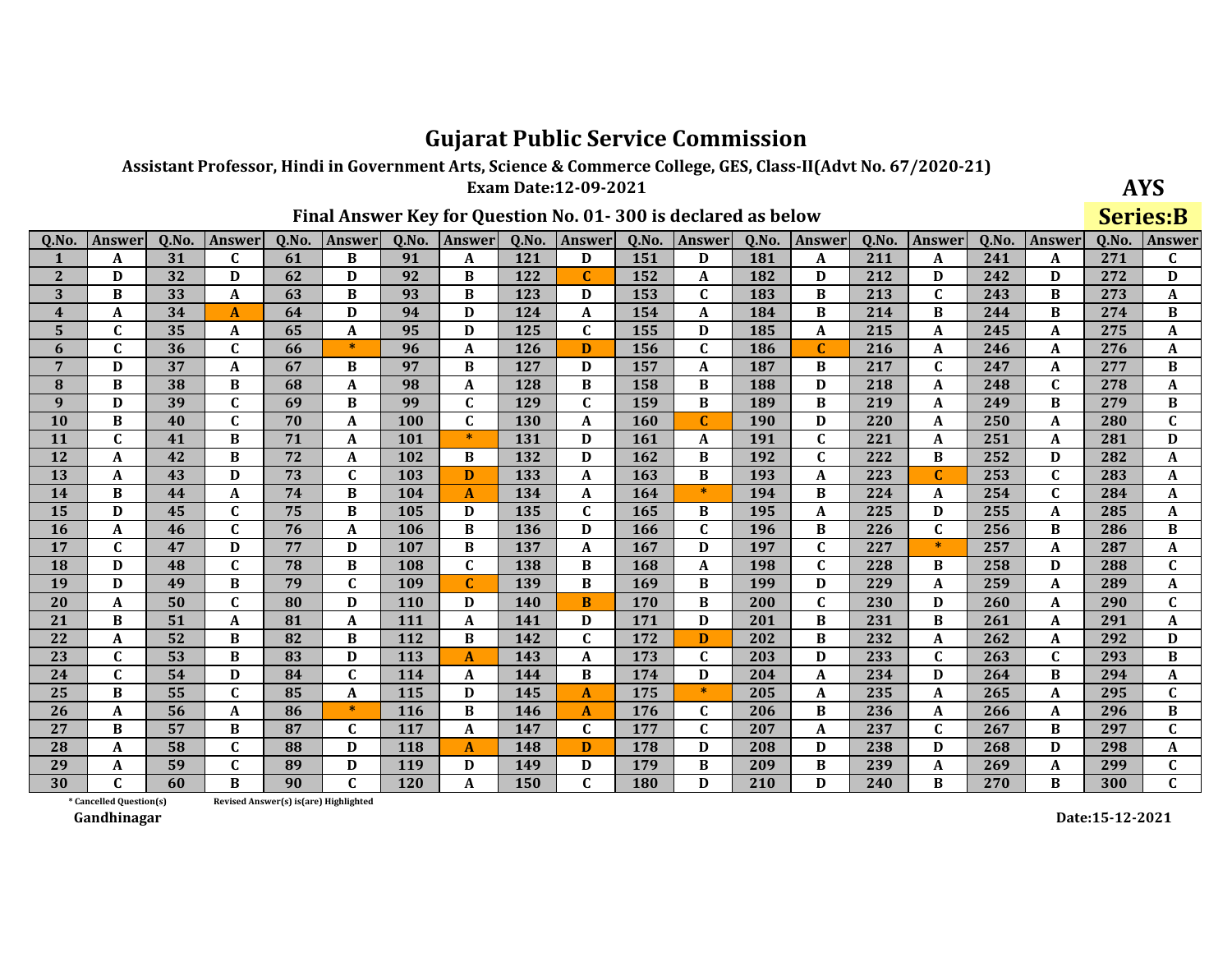# Gujarat Public Service Commission

**Assistant Professor, Hindi in Government Arts, Science & Commerce College, GES, Class-II(Advt No. 67/2020-21)**

**Exam Date:12-09-2021**

**AYS**

**Series:B**

## Final Answer Key for Question No. 01- 300 is declared as below

| Q.No. | Answer | Q.No. | Answer | Q.No. | Answer | Q.No. | Answer | Q.No. | Answer | Q.No. | Answer | Q.No. | Answer | Q.No. | Answer | Q.No. | Answer | Q.No. | Answer |
|---|---|---|---|---|---|---|---|---|---|---|---|---|---|---|---|---|---|---|---|
| 1 | A | 31 | C | 61 | B | 91 | A | 121 | D | 151 | D | 181 | A | 211 | A | 241 | A | 271 | C |
| 2 | D | 32 | D | 62 | D | 92 | B | 122 | C | 152 | A | 182 | D | 212 | D | 242 | D | 272 | D |
| 3 | B | 33 | A | 63 | B | 93 | B | 123 | D | 153 | C | 183 | B | 213 | C | 243 | B | 273 | A |
| 4 | A | 34 | A | 64 | D | 94 | D | 124 | A | 154 | A | 184 | B | 214 | B | 244 | B | 274 | B |
| 5 | C | 35 | A | 65 | A | 95 | D | 125 | C | 155 | D | 185 | A | 215 | A | 245 | A | 275 | A |
| 6 | C | 36 | C | 66 | * | 96 | A | 126 | D | 156 | C | 186 | C | 216 | A | 246 | A | 276 | A |
| 7 | D | 37 | A | 67 | B | 97 | B | 127 | D | 157 | A | 187 | B | 217 | C | 247 | A | 277 | B |
| 8 | B | 38 | B | 68 | A | 98 | A | 128 | B | 158 | B | 188 | D | 218 | A | 248 | C | 278 | A |
| 9 | D | 39 | C | 69 | B | 99 | C | 129 | C | 159 | B | 189 | B | 219 | A | 249 | B | 279 | B |
| 10 | B | 40 | C | 70 | A | 100 | C | 130 | A | 160 | C | 190 | D | 220 | A | 250 | A | 280 | C |
| 11 | C | 41 | B | 71 | A | 101 | * | 131 | D | 161 | A | 191 | C | 221 | A | 251 | A | 281 | D |
| 12 | A | 42 | B | 72 | A | 102 | B | 132 | D | 162 | B | 192 | C | 222 | B | 252 | D | 282 | A |
| 13 | A | 43 | D | 73 | C | 103 | D | 133 | A | 163 | B | 193 | A | 223 | C | 253 | C | 283 | A |
| 14 | B | 44 | A | 74 | B | 104 | A | 134 | A | 164 | * | 194 | B | 224 | A | 254 | C | 284 | A |
| 15 | D | 45 | C | 75 | B | 105 | D | 135 | C | 165 | B | 195 | A | 225 | D | 255 | A | 285 | A |
| 16 | A | 46 | C | 76 | A | 106 | B | 136 | D | 166 | C | 196 | B | 226 | C | 256 | B | 286 | B |
| 17 | C | 47 | D | 77 | D | 107 | B | 137 | A | 167 | D | 197 | C | 227 | * | 257 | A | 287 | A |
| 18 | D | 48 | C | 78 | B | 108 | C | 138 | B | 168 | A | 198 | C | 228 | B | 258 | D | 288 | C |
| 19 | D | 49 | B | 79 | C | 109 | C | 139 | B | 169 | B | 199 | D | 229 | A | 259 | A | 289 | A |
| 20 | A | 50 | C | 80 | D | 110 | D | 140 | B | 170 | B | 200 | C | 230 | D | 260 | A | 290 | C |
| 21 | B | 51 | A | 81 | A | 111 | A | 141 | D | 171 | D | 201 | B | 231 | B | 261 | A | 291 | A |
| 22 | A | 52 | B | 82 | B | 112 | B | 142 | C | 172 | D | 202 | B | 232 | A | 262 | A | 292 | D |
| 23 | C | 53 | B | 83 | D | 113 | A | 143 | A | 173 | C | 203 | D | 233 | C | 263 | C | 293 | B |
| 24 | C | 54 | D | 84 | C | 114 | A | 144 | B | 174 | D | 204 | A | 234 | D | 264 | B | 294 | A |
| 25 | B | 55 | C | 85 | A | 115 | D | 145 | A | 175 | * | 205 | A | 235 | A | 265 | A | 295 | C |
| 26 | A | 56 | A | 86 | * | 116 | B | 146 | A | 176 | C | 206 | B | 236 | A | 266 | A | 296 | B |
| 27 | B | 57 | B | 87 | C | 117 | A | 147 | C | 177 | C | 207 | A | 237 | C | 267 | B | 297 | C |
| 28 | A | 58 | C | 88 | D | 118 | A | 148 | D | 178 | D | 208 | D | 238 | D | 268 | D | 298 | A |
| 29 | A | 59 | C | 89 | D | 119 | D | 149 | D | 179 | B | 209 | B | 239 | A | 269 | A | 299 | C |
| 30 | C | 60 | B | 90 | C | 120 | A | 150 | C | 180 | D | 210 | D | 240 | B | 270 | B | 300 | C |

\* Cancelled Question(s)    Revised Answer(s) is(are) Highlighted

**Gandhinagar**

**Date:15-12-2021**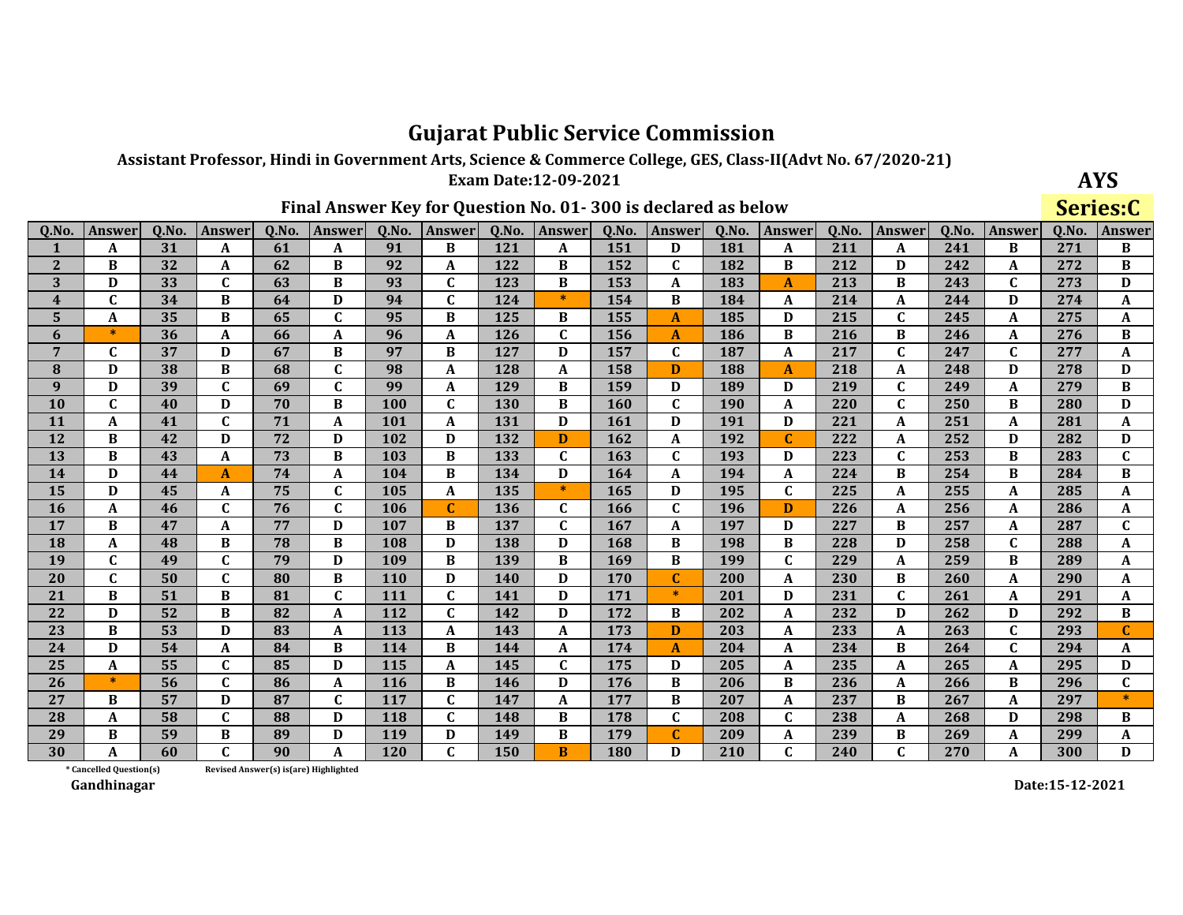# Gujarat Public Service Commission

**Assistant Professor, Hindi in Government Arts, Science & Commerce College, GES, Class-II(Advt No. 67/2020-21)**

**Exam Date:12-09-2021**

**AYS**

**Series:C**

## Final Answer Key for Question No. 01- 300 is declared as below

| Q.No. | Answer | Q.No. | Answer | Q.No. | Answer | Q.No. | Answer | Q.No. | Answer | Q.No. | Answer | Q.No. | Answer | Q.No. | Answer | Q.No. | Answer | Q.No. | Answer |
|---|---|---|---|---|---|---|---|---|---|---|---|---|---|---|---|---|---|---|---|
| 1 | A | 31 | A | 61 | A | 91 | B | 121 | A | 151 | D | 181 | A | 211 | A | 241 | B | 271 | B |
| 2 | B | 32 | A | 62 | B | 92 | A | 122 | B | 152 | C | 182 | B | 212 | D | 242 | A | 272 | B |
| 3 | D | 33 | C | 63 | B | 93 | C | 123 | B | 153 | A | 183 | A | 213 | B | 243 | C | 273 | D |
| 4 | C | 34 | B | 64 | D | 94 | C | 124 | * | 154 | B | 184 | A | 214 | A | 244 | D | 274 | A |
| 5 | A | 35 | B | 65 | C | 95 | B | 125 | B | 155 | A | 185 | D | 215 | C | 245 | A | 275 | A |
| 6 | * | 36 | A | 66 | A | 96 | A | 126 | C | 156 | A | 186 | B | 216 | B | 246 | A | 276 | B |
| 7 | C | 37 | D | 67 | B | 97 | B | 127 | D | 157 | C | 187 | A | 217 | C | 247 | C | 277 | A |
| 8 | D | 38 | B | 68 | C | 98 | A | 128 | A | 158 | D | 188 | A | 218 | A | 248 | D | 278 | D |
| 9 | D | 39 | C | 69 | C | 99 | A | 129 | B | 159 | D | 189 | D | 219 | C | 249 | A | 279 | B |
| 10 | C | 40 | D | 70 | B | 100 | C | 130 | B | 160 | C | 190 | A | 220 | C | 250 | B | 280 | D |
| 11 | A | 41 | C | 71 | A | 101 | A | 131 | D | 161 | D | 191 | D | 221 | A | 251 | A | 281 | A |
| 12 | B | 42 | D | 72 | D | 102 | D | 132 | D | 162 | A | 192 | C | 222 | A | 252 | D | 282 | D |
| 13 | B | 43 | A | 73 | B | 103 | B | 133 | C | 163 | C | 193 | D | 223 | C | 253 | B | 283 | C |
| 14 | D | 44 | A | 74 | A | 104 | B | 134 | D | 164 | A | 194 | A | 224 | B | 254 | B | 284 | B |
| 15 | D | 45 | A | 75 | C | 105 | A | 135 | * | 165 | D | 195 | C | 225 | A | 255 | A | 285 | A |
| 16 | A | 46 | C | 76 | C | 106 | C | 136 | C | 166 | C | 196 | D | 226 | A | 256 | A | 286 | A |
| 17 | B | 47 | A | 77 | D | 107 | B | 137 | C | 167 | A | 197 | D | 227 | B | 257 | A | 287 | C |
| 18 | A | 48 | B | 78 | B | 108 | D | 138 | D | 168 | B | 198 | B | 228 | D | 258 | C | 288 | A |
| 19 | C | 49 | C | 79 | D | 109 | B | 139 | B | 169 | B | 199 | C | 229 | A | 259 | B | 289 | A |
| 20 | C | 50 | C | 80 | B | 110 | D | 140 | D | 170 | C | 200 | A | 230 | B | 260 | A | 290 | A |
| 21 | B | 51 | B | 81 | C | 111 | C | 141 | D | 171 | * | 201 | D | 231 | C | 261 | A | 291 | A |
| 22 | D | 52 | B | 82 | A | 112 | C | 142 | D | 172 | B | 202 | A | 232 | D | 262 | D | 292 | B |
| 23 | B | 53 | D | 83 | A | 113 | A | 143 | A | 173 | D | 203 | A | 233 | A | 263 | C | 293 | C |
| 24 | D | 54 | A | 84 | B | 114 | B | 144 | A | 174 | A | 204 | A | 234 | B | 264 | C | 294 | A |
| 25 | A | 55 | C | 85 | D | 115 | A | 145 | C | 175 | D | 205 | A | 235 | A | 265 | A | 295 | D |
| 26 | * | 56 | C | 86 | A | 116 | B | 146 | D | 176 | B | 206 | B | 236 | A | 266 | B | 296 | C |
| 27 | B | 57 | D | 87 | C | 117 | C | 147 | A | 177 | B | 207 | A | 237 | B | 267 | A | 297 | * |
| 28 | A | 58 | C | 88 | D | 118 | C | 148 | B | 178 | C | 208 | C | 238 | A | 268 | D | 298 | B |
| 29 | B | 59 | B | 89 | D | 119 | D | 149 | B | 179 | C | 209 | A | 239 | B | 269 | A | 299 | A |
| 30 | A | 60 | C | 90 | A | 120 | C | 150 | B | 180 | D | 210 | C | 240 | C | 270 | A | 300 | D |

\* Cancelled Question(s)　　Revised Answer(s) is(are) Highlighted

Gandhinagar

Date:15-12-2021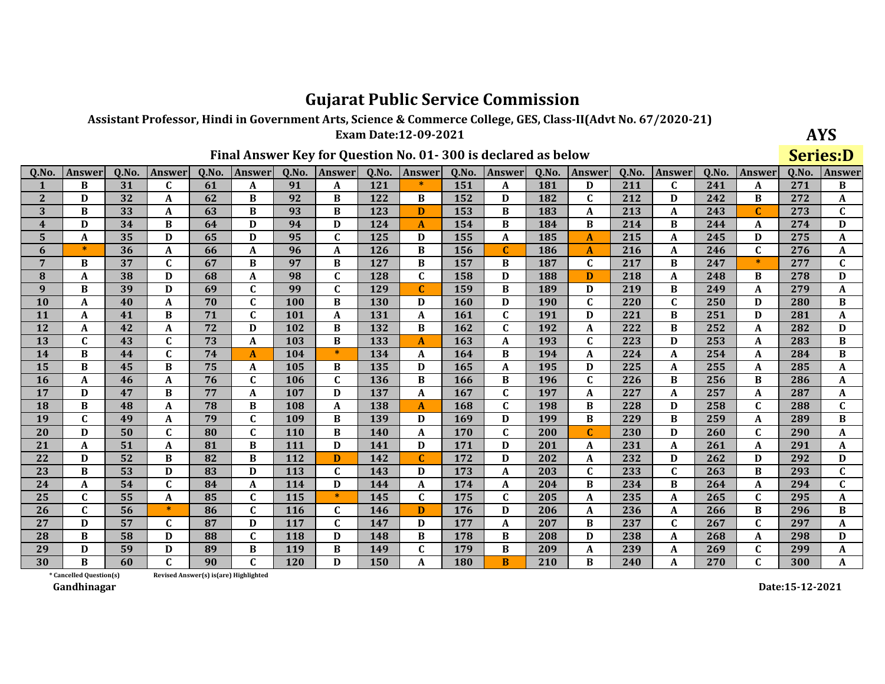# Gujarat Public Service Commission

**Assistant Professor, Hindi in Government Arts, Science & Commerce College, GES, Class-II(Advt No. 67/2020-21)**

**Exam Date:12-09-2021**

**AYS**

**Series:D**

## Final Answer Key for Question No. 01- 300 is declared as below

| Q.No. | Answer | Q.No. | Answer | Q.No. | Answer | Q.No. | Answer | Q.No. | Answer | Q.No. | Answer | Q.No. | Answer | Q.No. | Answer | Q.No. | Answer | Q.No. | Answer |
|---|---|---|---|---|---|---|---|---|---|---|---|---|---|---|---|---|---|---|---|
| 1 | B | 31 | C | 61 | A | 91 | A | 121 | * | 151 | A | 181 | D | 211 | C | 241 | A | 271 | B |
| 2 | D | 32 | A | 62 | B | 92 | B | 122 | B | 152 | D | 182 | C | 212 | D | 242 | B | 272 | A |
| 3 | B | 33 | A | 63 | B | 93 | B | 123 | D | 153 | B | 183 | A | 213 | A | 243 | C | 273 | C |
| 4 | D | 34 | B | 64 | D | 94 | D | 124 | A | 154 | B | 184 | B | 214 | B | 244 | A | 274 | D |
| 5 | A | 35 | D | 65 | D | 95 | C | 125 | D | 155 | A | 185 | A | 215 | A | 245 | D | 275 | A |
| 6 | * | 36 | A | 66 | A | 96 | A | 126 | B | 156 | C | 186 | A | 216 | A | 246 | C | 276 | A |
| 7 | B | 37 | C | 67 | B | 97 | B | 127 | B | 157 | B | 187 | C | 217 | B | 247 | * | 277 | C |
| 8 | A | 38 | D | 68 | A | 98 | C | 128 | C | 158 | D | 188 | D | 218 | A | 248 | B | 278 | D |
| 9 | B | 39 | D | 69 | C | 99 | C | 129 | C | 159 | B | 189 | D | 219 | B | 249 | A | 279 | A |
| 10 | A | 40 | A | 70 | C | 100 | B | 130 | D | 160 | D | 190 | C | 220 | C | 250 | D | 280 | B |
| 11 | A | 41 | B | 71 | C | 101 | A | 131 | A | 161 | C | 191 | D | 221 | B | 251 | D | 281 | A |
| 12 | A | 42 | A | 72 | D | 102 | B | 132 | B | 162 | C | 192 | A | 222 | B | 252 | A | 282 | D |
| 13 | C | 43 | C | 73 | A | 103 | B | 133 | A | 163 | A | 193 | C | 223 | D | 253 | A | 283 | B |
| 14 | B | 44 | C | 74 | A | 104 | * | 134 | A | 164 | B | 194 | A | 224 | A | 254 | A | 284 | B |
| 15 | B | 45 | B | 75 | A | 105 | B | 135 | D | 165 | A | 195 | D | 225 | A | 255 | A | 285 | A |
| 16 | A | 46 | A | 76 | C | 106 | C | 136 | B | 166 | B | 196 | C | 226 | B | 256 | B | 286 | A |
| 17 | D | 47 | B | 77 | A | 107 | D | 137 | A | 167 | C | 197 | A | 227 | A | 257 | A | 287 | A |
| 18 | B | 48 | A | 78 | B | 108 | A | 138 | A | 168 | C | 198 | B | 228 | D | 258 | C | 288 | C |
| 19 | C | 49 | A | 79 | C | 109 | B | 139 | D | 169 | D | 199 | B | 229 | B | 259 | A | 289 | B |
| 20 | D | 50 | C | 80 | C | 110 | B | 140 | A | 170 | C | 200 | C | 230 | D | 260 | C | 290 | A |
| 21 | A | 51 | A | 81 | B | 111 | D | 141 | D | 171 | D | 201 | A | 231 | A | 261 | A | 291 | A |
| 22 | D | 52 | B | 82 | B | 112 | D | 142 | C | 172 | D | 202 | A | 232 | D | 262 | D | 292 | D |
| 23 | B | 53 | D | 83 | D | 113 | C | 143 | D | 173 | A | 203 | C | 233 | C | 263 | B | 293 | C |
| 24 | A | 54 | C | 84 | A | 114 | D | 144 | A | 174 | A | 204 | B | 234 | B | 264 | A | 294 | C |
| 25 | C | 55 | A | 85 | C | 115 | * | 145 | C | 175 | C | 205 | A | 235 | A | 265 | C | 295 | A |
| 26 | C | 56 | * | 86 | C | 116 | C | 146 | D | 176 | D | 206 | A | 236 | A | 266 | B | 296 | B |
| 27 | D | 57 | C | 87 | D | 117 | C | 147 | D | 177 | A | 207 | B | 237 | C | 267 | C | 297 | A |
| 28 | B | 58 | D | 88 | C | 118 | D | 148 | B | 178 | B | 208 | D | 238 | A | 268 | A | 298 | D |
| 29 | D | 59 | D | 89 | B | 119 | B | 149 | C | 179 | B | 209 | A | 239 | A | 269 | C | 299 | A |
| 30 | B | 60 | C | 90 | C | 120 | D | 150 | A | 180 | B | 210 | B | 240 | A | 270 | C | 300 | A |

\* Cancelled Question(s)     Revised Answer(s) is(are) Highlighted

Gandhinagar

Date:15-12-2021